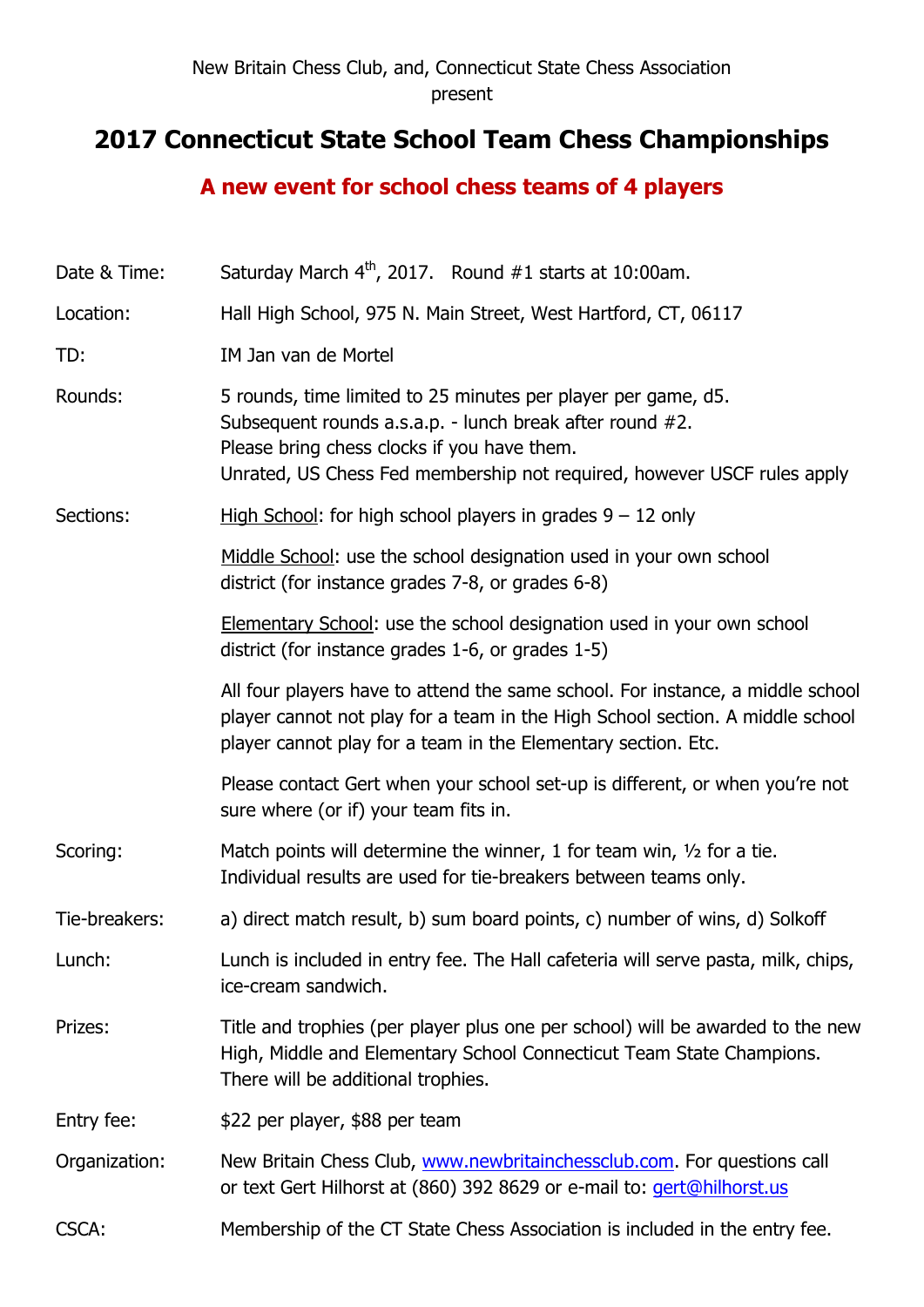New Britain Chess Club, and, Connecticut State Chess Association present

# 2017 Connecticut State School Team Chess Championships

## A new event for school chess teams of 4 players

| | |
|---|---|
| Date & Time: | Saturday March 4th, 2017. Round #1 starts at 10:00am. |
| Location: | Hall High School, 975 N. Main Street, West Hartford, CT, 06117 |
| TD: | IM Jan van de Mortel |
| Rounds: | 5 rounds, time limited to 25 minutes per player per game, d5. Subsequent rounds a.s.a.p. - lunch break after round #2. Please bring chess clocks if you have them. Unrated, US Chess Fed membership not required, however USCF rules apply |
| Sections: | High School: for high school players in grades 9 – 12 only<br><br>Middle School: use the school designation used in your own school district (for instance grades 7-8, or grades 6-8)<br><br>Elementary School: use the school designation used in your own school district (for instance grades 1-6, or grades 1-5)<br><br>All four players have to attend the same school. For instance, a middle school player cannot not play for a team in the High School section. A middle school player cannot play for a team in the Elementary section. Etc.<br><br>Please contact Gert when your school set-up is different, or when you're not sure where (or if) your team fits in. |
| Scoring: | Match points will determine the winner, 1 for team win, ½ for a tie. Individual results are used for tie-breakers between teams only. |
| Tie-breakers: | a) direct match result, b) sum board points, c) number of wins, d) Solkoff |
| Lunch: | Lunch is included in entry fee. The Hall cafeteria will serve pasta, milk, chips, ice-cream sandwich. |
| Prizes: | Title and trophies (per player plus one per school) will be awarded to the new High, Middle and Elementary School Connecticut Team State Champions. There will be additional trophies. |
| Entry fee: | $22 per player, $88 per team |
| Organization: | New Britain Chess Club, www.newbritainchessclub.com. For questions call or text Gert Hilhorst at (860) 392 8629 or e-mail to: gert@hilhorst.us |
| CSCA: | Membership of the CT State Chess Association is included in the entry fee. |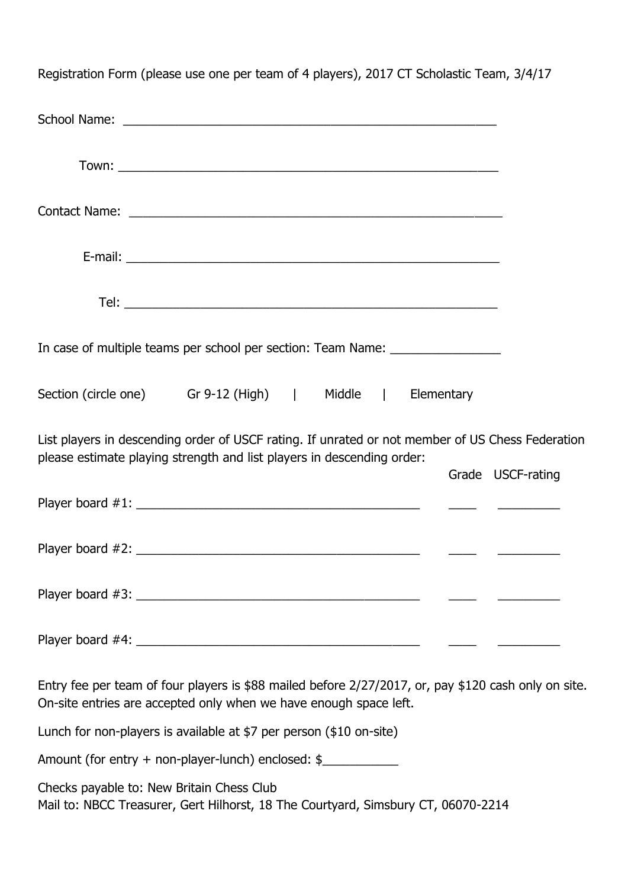Registration Form (please use one per team of 4 players), 2017 CT Scholastic Team, 3/4/17

School Name: ________________________________________________________

Town: ________________________________________________________

Contact Name: ________________________________________________________

E-mail: ________________________________________________________

Tel: ________________________________________________________

In case of multiple teams per school per section: Team Name: ________________

Section (circle one) Gr 9-12 (High) | Middle | Elementary

List players in descending order of USCF rating. If unrated or not member of US Chess Federation please estimate playing strength and list players in descending order:

| | Grade | USCF-rating |
|---|---|---|
| Player board #1: __________________________________________ | ____ | _________ |
| Player board #2: __________________________________________ | ____ | _________ |
| Player board #3: __________________________________________ | ____ | _________ |
| Player board #4: __________________________________________ | ____ | _________ |

Entry fee per team of four players is $88 mailed before 2/27/2017, or, pay $120 cash only on site. On-site entries are accepted only when we have enough space left.

Lunch for non-players is available at $7 per person ($10 on-site)

Amount (for entry + non-player-lunch) enclosed: $___________

Checks payable to: New Britain Chess Club
Mail to: NBCC Treasurer, Gert Hilhorst, 18 The Courtyard, Simsbury CT, 06070-2214